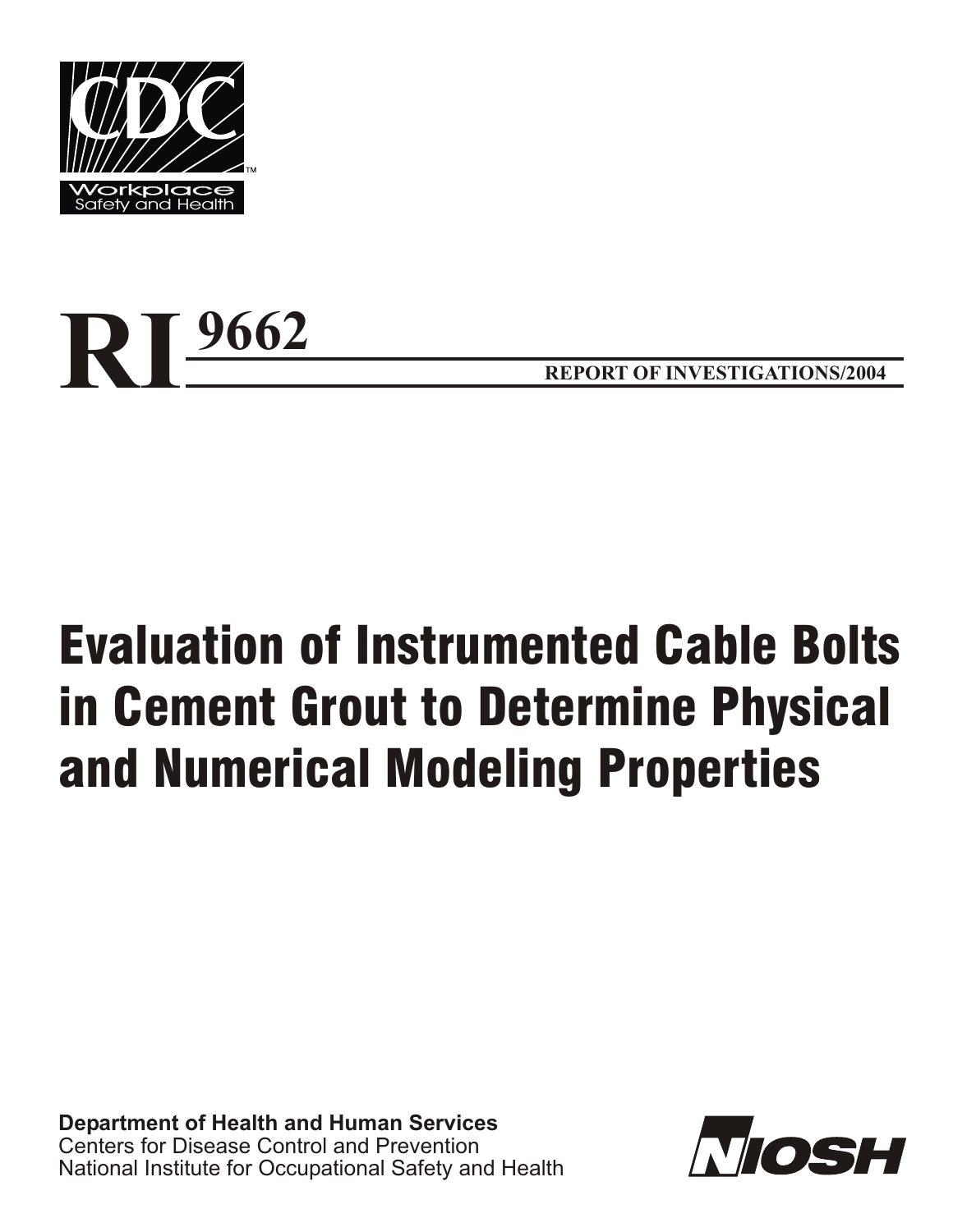CDC

Workplace Safety and Health

# RI 9662

**REPORT OF INVESTIGATIONS/2004**

# Evaluation of Instrumented Cable Bolts in Cement Grout to Determine Physical and Numerical Modeling Properties

**Department of Health and Human Services**
Centers for Disease Control and Prevention
National Institute for Occupational Safety and Health

NIOSH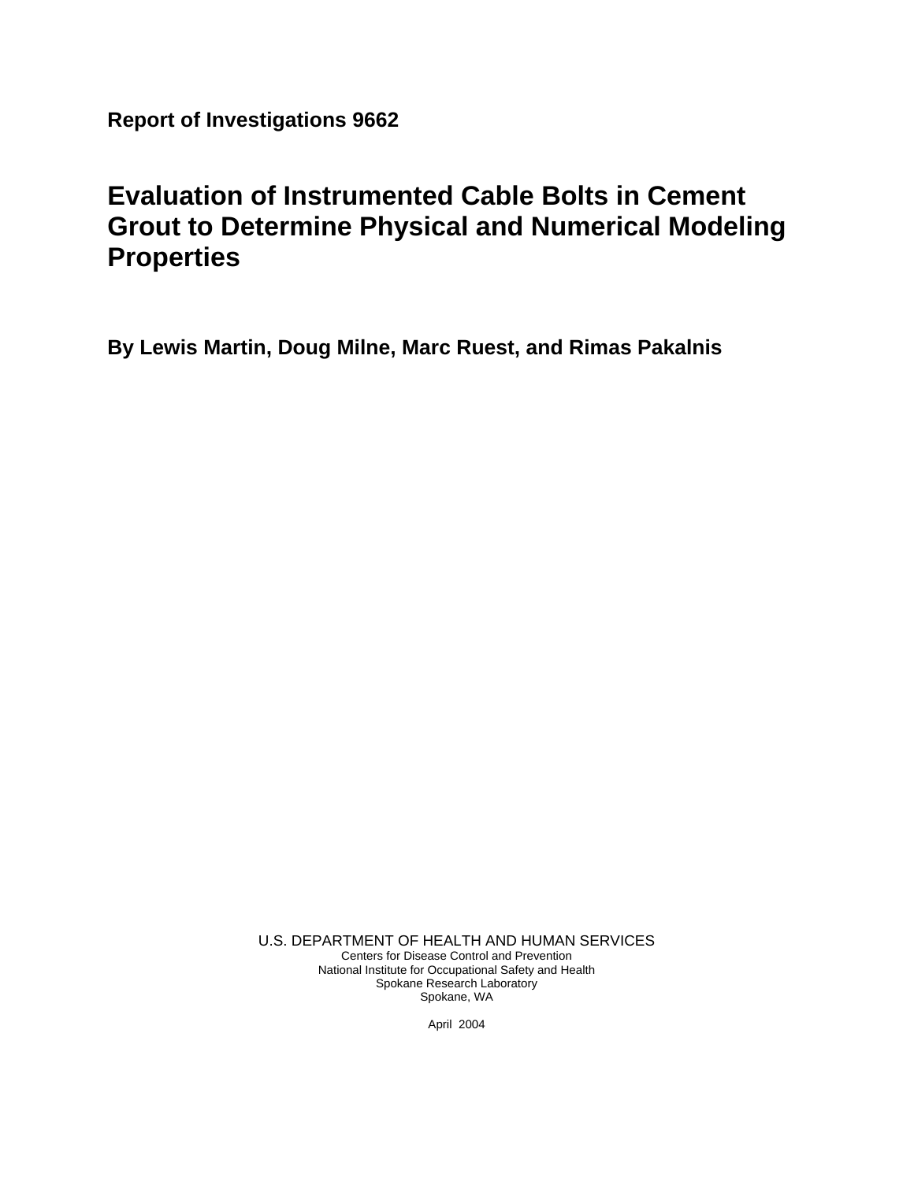**Report of Investigations 9662**

# Evaluation of Instrumented Cable Bolts in Cement Grout to Determine Physical and Numerical Modeling Properties

**By Lewis Martin, Doug Milne, Marc Ruest, and Rimas Pakalnis**

U.S. DEPARTMENT OF HEALTH AND HUMAN SERVICES
Centers for Disease Control and Prevention
National Institute for Occupational Safety and Health
Spokane Research Laboratory
Spokane, WA

April 2004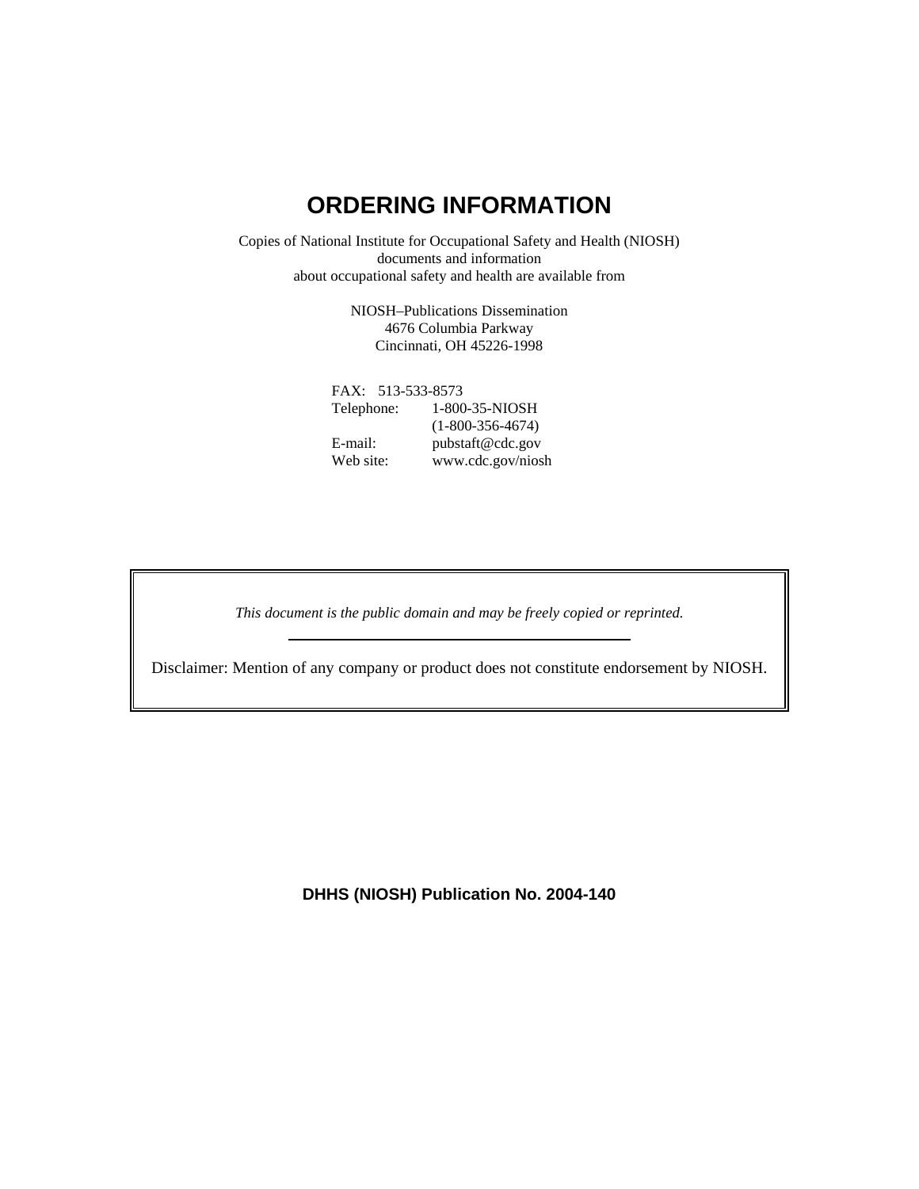# ORDERING INFORMATION

Copies of National Institute for Occupational Safety and Health (NIOSH) documents and information about occupational safety and health are available from

NIOSH–Publications Dissemination
4676 Columbia Parkway
Cincinnati, OH 45226-1998

FAX: 513-533-8573
Telephone: 1-800-35-NIOSH
(1-800-356-4674)
E-mail: pubstaft@cdc.gov
Web site: www.cdc.gov/niosh

*This document is the public domain and may be freely copied or reprinted.*

---

Disclaimer: Mention of any company or product does not constitute endorsement by NIOSH.

**DHHS (NIOSH) Publication No. 2004-140**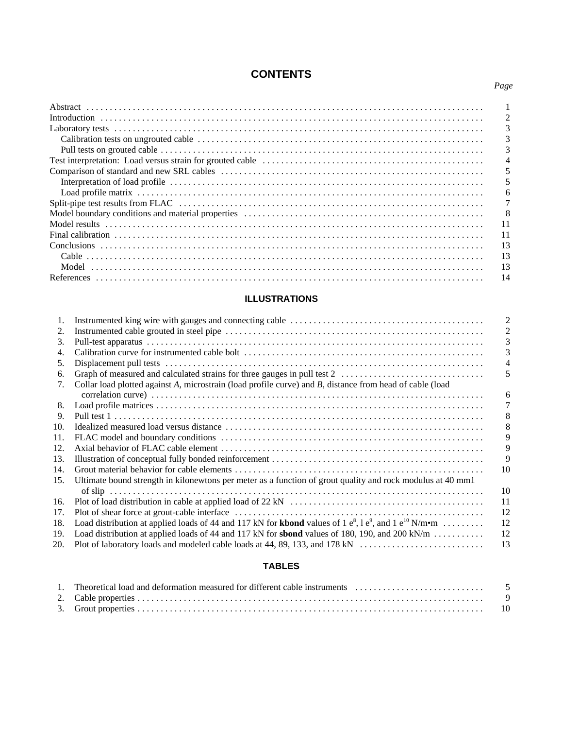# CONTENTS

| | Page |
|---|---|
| Abstract | 1 |
| Introduction | 2 |
| Laboratory tests | 3 |
|   Calibration tests on ungrouted cable | 3 |
|   Pull tests on grouted cable | 3 |
| Test interpretation: Load versus strain for grouted cable | 4 |
| Comparison of standard and new SRL cables | 5 |
|   Interpretation of load profile | 5 |
|   Load profile matrix | 6 |
| Split-pipe test results from FLAC | 7 |
| Model boundary conditions and material properties | 8 |
| Model results | 11 |
| Final calibration | 11 |
| Conclusions | 13 |
|   Cable | 13 |
|   Model | 13 |
| References | 14 |

## ILLUSTRATIONS

| | | |
|---|---|---|
| 1. | Instrumented king wire with gauges and connecting cable | 2 |
| 2. | Instrumented cable grouted in steel pipe | 2 |
| 3. | Pull-test apparatus | 3 |
| 4. | Calibration curve for instrumented cable bolt | 3 |
| 5. | Displacement pull tests | 4 |
| 6. | Graph of measured and calculated strains for three gauges in pull test 2 | 5 |
| 7. | Collar load plotted against *A*, microstrain (load profile curve) and *B*, distance from head of cable (load correlation curve) | 6 |
| 8. | Load profile matrices | 7 |
| 9. | Pull test 1 | 8 |
| 10. | Idealized measured load versus distance | 8 |
| 11. | FLAC model and boundary conditions | 9 |
| 12. | Axial behavior of FLAC cable element | 9 |
| 13. | Illustration of conceptual fully bonded reinforcement | 9 |
| 14. | Grout material behavior for cable elements | 10 |
| 15. | Ultimate bound strength in kilonewtons per meter as a function of grout quality and rock modulus at 40 mm1 of slip | 10 |
| 16. | Plot of load distribution in cable at applied load of 22 kN | 11 |
| 17. | Plot of shear force at grout-cable interface | 12 |
| 18. | Load distribution at applied loads of 44 and 117 kN for **kbond** values of 1 $e^{8}$, l $e^{9}$, and 1 $e^{10}$ N/m•m | 12 |
| 19. | Load distribution at applied loads of 44 and 117 kN for **sbond** values of 180, 190, and 200 kN/m | 12 |
| 20. | Plot of laboratory loads and modeled cable loads at 44, 89, 133, and 178 kN | 13 |

## TABLES

| | | |
|---|---|---|
| 1. | Theoretical load and deformation measured for different cable instruments | 5 |
| 2. | Cable properties | 9 |
| 3. | Grout properties | 10 |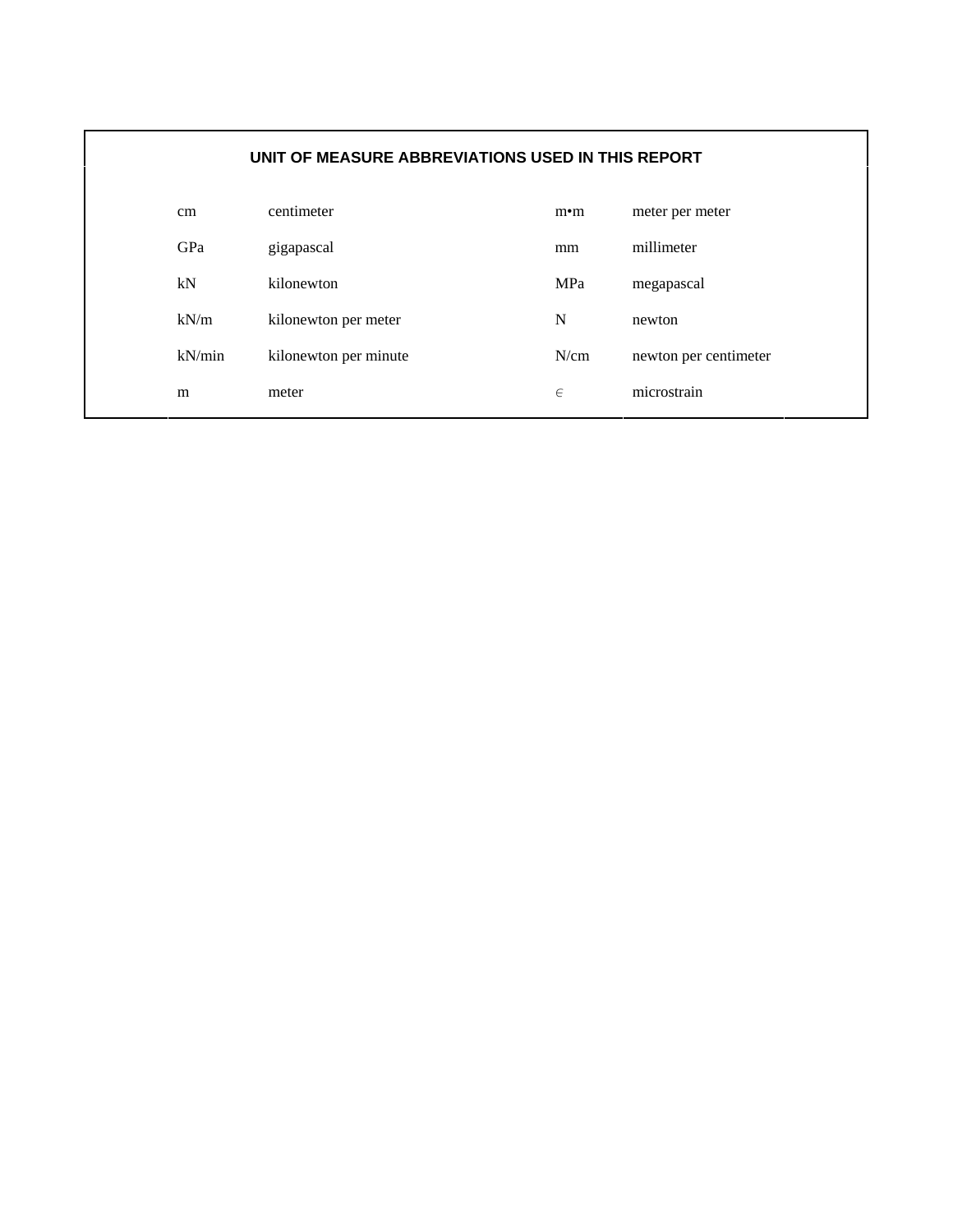## UNIT OF MEASURE ABBREVIATIONS USED IN THIS REPORT

| | | | |
|---|---|---|---|
| cm | centimeter | m•m | meter per meter |
| GPa | gigapascal | mm | millimeter |
| kN | kilonewton | MPa | megapascal |
| kN/m | kilonewton per meter | N | newton |
| kN/min | kilonewton per minute | N/cm | newton per centimeter |
| m | meter | ∈ | microstrain |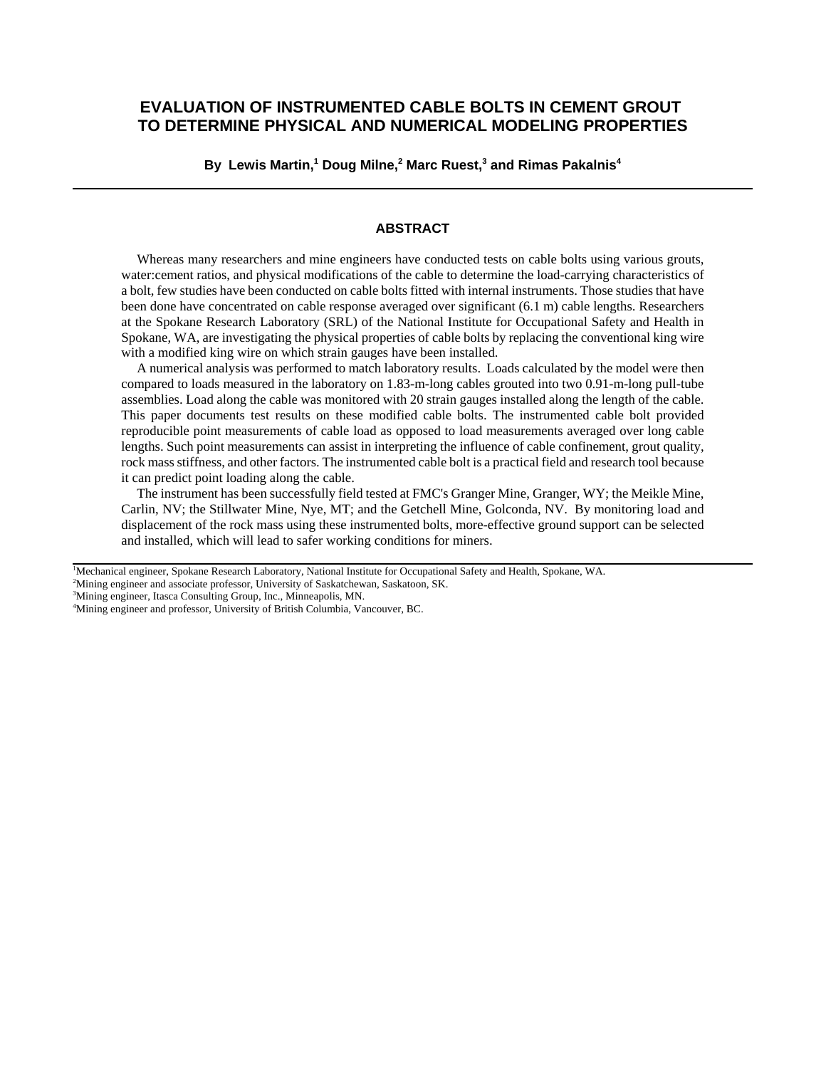# EVALUATION OF INSTRUMENTED CABLE BOLTS IN CEMENT GROUT TO DETERMINE PHYSICAL AND NUMERICAL MODELING PROPERTIES

**By Lewis Martin,[1] Doug Milne,[2] Marc Ruest,[3] and Rimas Pakalnis[4]**

---

## ABSTRACT

Whereas many researchers and mine engineers have conducted tests on cable bolts using various grouts, water:cement ratios, and physical modifications of the cable to determine the load-carrying characteristics of a bolt, few studies have been conducted on cable bolts fitted with internal instruments. Those studies that have been done have concentrated on cable response averaged over significant (6.1 m) cable lengths. Researchers at the Spokane Research Laboratory (SRL) of the National Institute for Occupational Safety and Health in Spokane, WA, are investigating the physical properties of cable bolts by replacing the conventional king wire with a modified king wire on which strain gauges have been installed.

A numerical analysis was performed to match laboratory results. Loads calculated by the model were then compared to loads measured in the laboratory on 1.83-m-long cables grouted into two 0.91-m-long pull-tube assemblies. Load along the cable was monitored with 20 strain gauges installed along the length of the cable. This paper documents test results on these modified cable bolts. The instrumented cable bolt provided reproducible point measurements of cable load as opposed to load measurements averaged over long cable lengths. Such point measurements can assist in interpreting the influence of cable confinement, grout quality, rock mass stiffness, and other factors. The instrumented cable bolt is a practical field and research tool because it can predict point loading along the cable.

The instrument has been successfully field tested at FMC's Granger Mine, Granger, WY; the Meikle Mine, Carlin, NV; the Stillwater Mine, Nye, MT; and the Getchell Mine, Golconda, NV. By monitoring load and displacement of the rock mass using these instrumented bolts, more-effective ground support can be selected and installed, which will lead to safer working conditions for miners.

---

[1]Mechanical engineer, Spokane Research Laboratory, National Institute for Occupational Safety and Health, Spokane, WA.
[2]Mining engineer and associate professor, University of Saskatchewan, Saskatoon, SK.
[3]Mining engineer, Itasca Consulting Group, Inc., Minneapolis, MN.
[4]Mining engineer and professor, University of British Columbia, Vancouver, BC.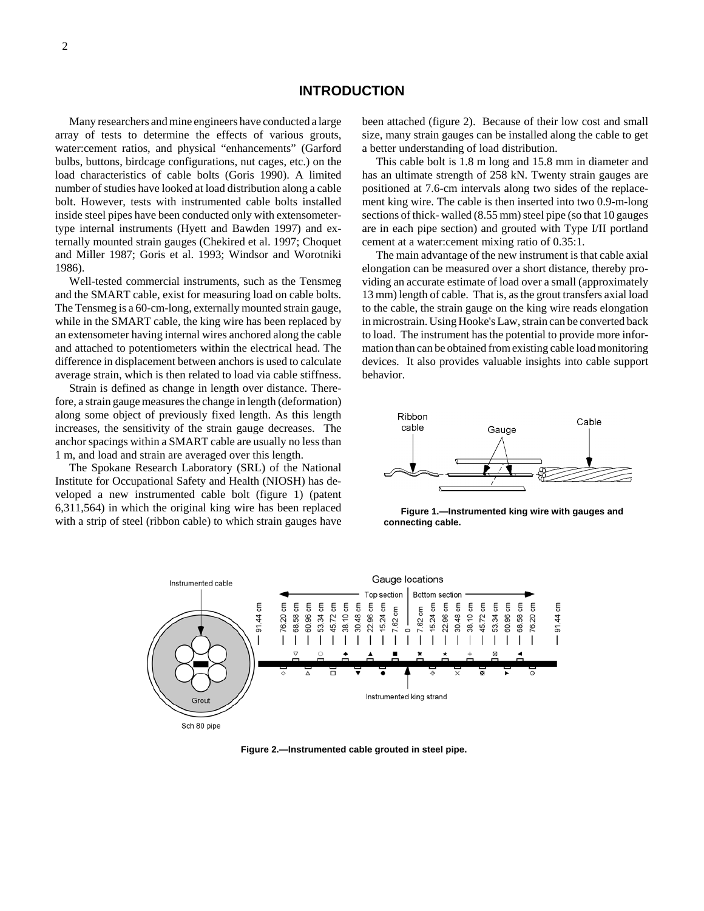# INTRODUCTION

Many researchers and mine engineers have conducted a large array of tests to determine the effects of various grouts, water:cement ratios, and physical "enhancements" (Garford bulbs, buttons, birdcage configurations, nut cages, etc.) on the load characteristics of cable bolts (Goris 1990). A limited number of studies have looked at load distribution along a cable bolt. However, tests with instrumented cable bolts installed inside steel pipes have been conducted only with extensometer-type internal instruments (Hyett and Bawden 1997) and externally mounted strain gauges (Chekired et al. 1997; Choquet and Miller 1987; Goris et al. 1993; Windsor and Worotniki 1986).

Well-tested commercial instruments, such as the Tensmeg and the SMART cable, exist for measuring load on cable bolts. The Tensmeg is a 60-cm-long, externally mounted strain gauge, while in the SMART cable, the king wire has been replaced by an extensometer having internal wires anchored along the cable and attached to potentiometers within the electrical head. The difference in displacement between anchors is used to calculate average strain, which is then related to load via cable stiffness.

Strain is defined as change in length over distance. Therefore, a strain gauge measures the change in length (deformation) along some object of previously fixed length. As this length increases, the sensitivity of the strain gauge decreases. The anchor spacings within a SMART cable are usually no less than 1 m, and load and strain are averaged over this length.

The Spokane Research Laboratory (SRL) of the National Institute for Occupational Safety and Health (NIOSH) has developed a new instrumented cable bolt (figure 1) (patent 6,311,564) in which the original king wire has been replaced with a strip of steel (ribbon cable) to which strain gauges have been attached (figure 2). Because of their low cost and small size, many strain gauges can be installed along the cable to get a better understanding of load distribution.

This cable bolt is 1.8 m long and 15.8 mm in diameter and has an ultimate strength of 258 kN. Twenty strain gauges are positioned at 7.6-cm intervals along two sides of the replacement king wire. The cable is then inserted into two 0.9-m-long sections of thick- walled (8.55 mm) steel pipe (so that 10 gauges are in each pipe section) and grouted with Type I/II portland cement at a water:cement mixing ratio of 0.35:1.

The main advantage of the new instrument is that cable axial elongation can be measured over a short distance, thereby providing an accurate estimate of load over a small (approximately 13 mm) length of cable. That is, as the grout transfers axial load to the cable, the strain gauge on the king wire reads elongation in microstrain. Using Hooke's Law, strain can be converted back to load. The instrument has the potential to provide more information than can be obtained from existing cable load monitoring devices. It also provides valuable insights into cable support behavior.

**Figure 1.—Instrumented king wire with gauges and connecting cable.**

**Figure 2.—Instrumented cable grouted in steel pipe.**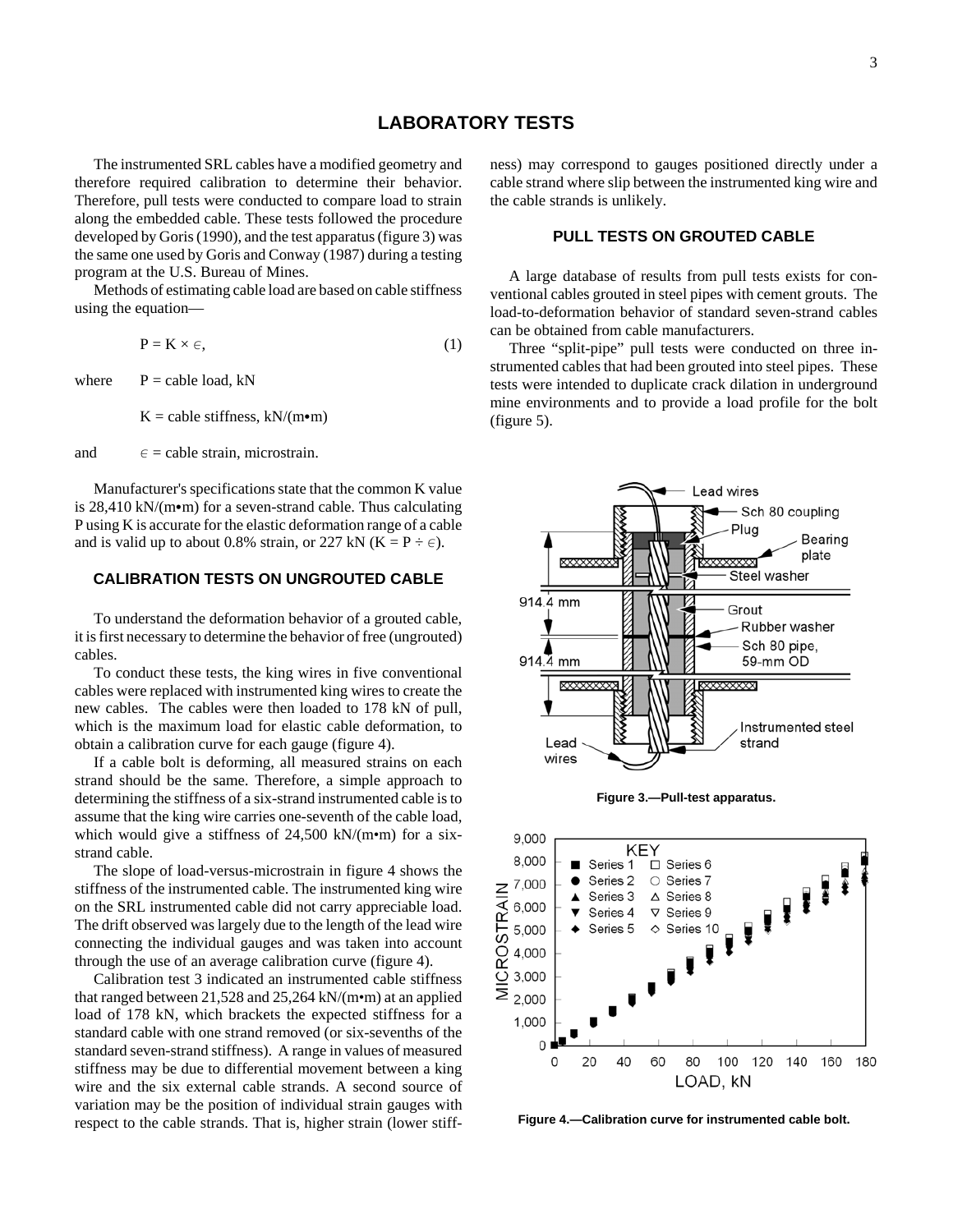# LABORATORY TESTS

The instrumented SRL cables have a modified geometry and therefore required calibration to determine their behavior. Therefore, pull tests were conducted to compare load to strain along the embedded cable. These tests followed the procedure developed by Goris (1990), and the test apparatus (figure 3) was the same one used by Goris and Conway (1987) during a testing program at the U.S. Bureau of Mines.

Methods of estimating cable load are based on cable stiffness using the equation—

$$P = K \times \epsilon, \quad (1)$$

where $P$ = cable load, kN

$K$ = cable stiffness, kN/(m•m)

and $\epsilon$ = cable strain, microstrain.

Manufacturer's specifications state that the common K value is 28,410 kN/(m•m) for a seven-strand cable. Thus calculating P using K is accurate for the elastic deformation range of a cable and is valid up to about 0.8% strain, or 227 kN ($K = P \div \epsilon$).

## CALIBRATION TESTS ON UNGROUTED CABLE

To understand the deformation behavior of a grouted cable, it is first necessary to determine the behavior of free (ungrouted) cables.

To conduct these tests, the king wires in five conventional cables were replaced with instrumented king wires to create the new cables. The cables were then loaded to 178 kN of pull, which is the maximum load for elastic cable deformation, to obtain a calibration curve for each gauge (figure 4).

If a cable bolt is deforming, all measured strains on each strand should be the same. Therefore, a simple approach to determining the stiffness of a six-strand instrumented cable is to assume that the king wire carries one-seventh of the cable load, which would give a stiffness of 24,500 kN/(m•m) for a six-strand cable.

The slope of load-versus-microstrain in figure 4 shows the stiffness of the instrumented cable. The instrumented king wire on the SRL instrumented cable did not carry appreciable load. The drift observed was largely due to the length of the lead wire connecting the individual gauges and was taken into account through the use of an average calibration curve (figure 4).

Calibration test 3 indicated an instrumented cable stiffness that ranged between 21,528 and 25,264 kN/(m•m) at an applied load of 178 kN, which brackets the expected stiffness for a standard cable with one strand removed (or six-sevenths of the standard seven-strand stiffness). A range in values of measured stiffness may be due to differential movement between a king wire and the six external cable strands. A second source of variation may be the position of individual strain gauges with respect to the cable strands. That is, higher strain (lower stiffness) may correspond to gauges positioned directly under a cable strand where slip between the instrumented king wire and the cable strands is unlikely.

## PULL TESTS ON GROUTED CABLE

A large database of results from pull tests exists for conventional cables grouted in steel pipes with cement grouts. The load-to-deformation behavior of standard seven-strand cables can be obtained from cable manufacturers.

Three "split-pipe" pull tests were conducted on three instrumented cables that had been grouted into steel pipes. These tests were intended to duplicate crack dilation in underground mine environments and to provide a load profile for the bolt (figure 5).

**Figure 3.—Pull-test apparatus.**

**Figure 4.—Calibration curve for instrumented cable bolt.**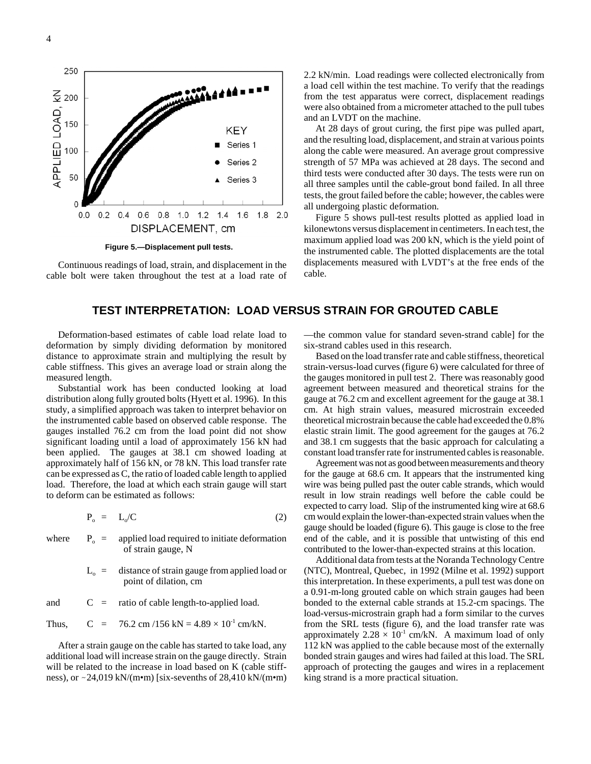Figure 5.—Displacement pull tests.

Continuous readings of load, strain, and displacement in the cable bolt were taken throughout the test at a load rate of 2.2 kN/min. Load readings were collected electronically from a load cell within the test machine. To verify that the readings from the test apparatus were correct, displacement readings were also obtained from a micrometer attached to the pull tubes and an LVDT on the machine.

At 28 days of grout curing, the first pipe was pulled apart, and the resulting load, displacement, and strain at various points along the cable were measured. An average grout compressive strength of 57 MPa was achieved at 28 days. The second and third tests were conducted after 30 days. The tests were run on all three samples until the cable-grout bond failed. In all three tests, the grout failed before the cable; however, the cables were all undergoing plastic deformation.

Figure 5 shows pull-test results plotted as applied load in kilonewtons versus displacement in centimeters. In each test, the maximum applied load was 200 kN, which is the yield point of the instrumented cable. The plotted displacements are the total displacements measured with LVDT's at the free ends of the cable.

## TEST INTERPRETATION: LOAD VERSUS STRAIN FOR GROUTED CABLE

Deformation-based estimates of cable load relate load to deformation by simply dividing deformation by monitored distance to approximate strain and multiplying the result by cable stiffness. This gives an average load or strain along the measured length.

Substantial work has been conducted looking at load distribution along fully grouted bolts (Hyett et al. 1996). In this study, a simplified approach was taken to interpret behavior on the instrumented cable based on observed cable response. The gauges installed 76.2 cm from the load point did not show significant loading until a load of approximately 156 kN had been applied. The gauges at 38.1 cm showed loading at approximately half of 156 kN, or 78 kN. This load transfer rate can be expressed as C, the ratio of loaded cable length to applied load. Therefore, the load at which each strain gauge will start to deform can be estimated as follows:

$$P_o = L_o/C \qquad (2)$$

where $P_o$ = applied load required to initiate deformation of strain gauge, N

$L_o$ = distance of strain gauge from applied load or point of dilation, cm

and $C$ = ratio of cable length-to-applied load.

Thus, $C = 76.2\text{ cm} / 156\text{ kN} = 4.89 \times 10^{-1}\text{ cm/kN}$.

After a strain gauge on the cable has started to take load, any additional load will increase strain on the gauge directly. Strain will be related to the increase in load based on K (cable stiffness), or ~24,019 kN/(m•m) [six-sevenths of 28,410 kN/(m•m)—the common value for standard seven-strand cable] for the six-strand cables used in this research.

Based on the load transfer rate and cable stiffness, theoretical strain-versus-load curves (figure 6) were calculated for three of the gauges monitored in pull test 2. There was reasonably good agreement between measured and theoretical strains for the gauge at 76.2 cm and excellent agreement for the gauge at 38.1 cm. At high strain values, measured microstrain exceeded theoretical microstrain because the cable had exceeded the 0.8% elastic strain limit. The good agreement for the gauges at 76.2 and 38.1 cm suggests that the basic approach for calculating a constant load transfer rate for instrumented cables is reasonable.

Agreement was not as good between measurements and theory for the gauge at 68.6 cm. It appears that the instrumented king wire was being pulled past the outer cable strands, which would result in low strain readings well before the cable could be expected to carry load. Slip of the instrumented king wire at 68.6 cm would explain the lower-than-expected strain values when the gauge should be loaded (figure 6). This gauge is close to the free end of the cable, and it is possible that untwisting of this end contributed to the lower-than-expected strains at this location.

Additional data from tests at the Noranda Technology Centre (NTC), Montreal, Quebec, in 1992 (Milne et al. 1992) support this interpretation. In these experiments, a pull test was done on a 0.91-m-long grouted cable on which strain gauges had been bonded to the external cable strands at 15.2-cm spacings. The load-versus-microstrain graph had a form similar to the curves from the SRL tests (figure 6), and the load transfer rate was approximately $2.28 \times 10^{-1}$ cm/kN. A maximum load of only 112 kN was applied to the cable because most of the externally bonded strain gauges and wires had failed at this load. The SRL approach of protecting the gauges and wires in a replacement king strand is a more practical situation.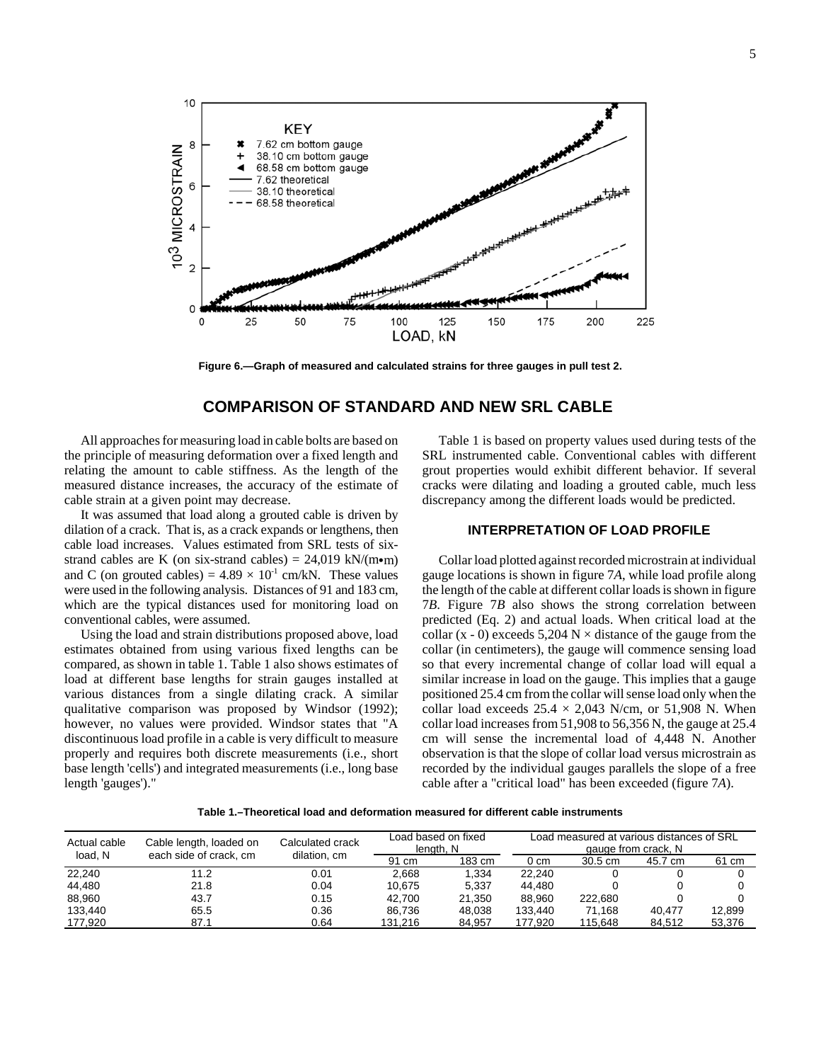Figure 6.—Graph of measured and calculated strains for three gauges in pull test 2.

## COMPARISON OF STANDARD AND NEW SRL CABLE

All approaches for measuring load in cable bolts are based on the principle of measuring deformation over a fixed length and relating the amount to cable stiffness. As the length of the measured distance increases, the accuracy of the estimate of cable strain at a given point may decrease.

It was assumed that load along a grouted cable is driven by dilation of a crack. That is, as a crack expands or lengthens, then cable load increases. Values estimated from SRL tests of six-strand cables are K (on six-strand cables) = 24,019 kN/(m•m) and C (on grouted cables) = $4.89 \times 10^{-1}$ cm/kN. These values were used in the following analysis. Distances of 91 and 183 cm, which are the typical distances used for monitoring load on conventional cables, were assumed.

Using the load and strain distributions proposed above, load estimates obtained from using various fixed lengths can be compared, as shown in table 1. Table 1 also shows estimates of load at different base lengths for strain gauges installed at various distances from a single dilating crack. A similar qualitative comparison was proposed by Windsor (1992); however, no values were provided. Windsor states that "A discontinuous load profile in a cable is very difficult to measure properly and requires both discrete measurements (i.e., short base length 'cells') and integrated measurements (i.e., long base length 'gauges')."

Table 1 is based on property values used during tests of the SRL instrumented cable. Conventional cables with different grout properties would exhibit different behavior. If several cracks were dilating and loading a grouted cable, much less discrepancy among the different loads would be predicted.

### INTERPRETATION OF LOAD PROFILE

Collar load plotted against recorded microstrain at individual gauge locations is shown in figure 7*A*, while load profile along the length of the cable at different collar loads is shown in figure 7*B*. Figure 7*B* also shows the strong correlation between predicted (Eq. 2) and actual loads. When critical load at the collar (x - 0) exceeds 5,204 N × distance of the gauge from the collar (in centimeters), the gauge will commence sensing load so that every incremental change of collar load will equal a similar increase in load on the gauge. This implies that a gauge positioned 25.4 cm from the collar will sense load only when the collar load exceeds 25.4 × 2,043 N/cm, or 51,908 N. When collar load increases from 51,908 to 56,356 N, the gauge at 25.4 cm will sense the incremental load of 4,448 N. Another observation is that the slope of collar load versus microstrain as recorded by the individual gauges parallels the slope of a free cable after a "critical load" has been exceeded (figure 7*A*).

**Table 1.–Theoretical load and deformation measured for different cable instruments**

| Actual cable load, N | Cable length, loaded on each side of crack, cm | Calculated crack dilation, cm | Load based on fixed length, N | | Load measured at various distances of SRL gauge from crack, N | | | |
|---|---|---|---|---|---|---|---|---|
| | | | 91 cm | 183 cm | 0 cm | 30.5 cm | 45.7 cm | 61 cm |
| 22,240 | 11.2 | 0.01 | 2,668 | 1,334 | 22,240 | 0 | 0 | 0 |
| 44,480 | 21.8 | 0.04 | 10,675 | 5,337 | 44,480 | 0 | 0 | 0 |
| 88,960 | 43.7 | 0.15 | 42,700 | 21,350 | 88,960 | 222,680 | 0 | 0 |
| 133,440 | 65.5 | 0.36 | 86,736 | 48,038 | 133,440 | 71,168 | 40,477 | 12,899 |
| 177,920 | 87.1 | 0.64 | 131,216 | 84,957 | 177,920 | 115,648 | 84,512 | 53,376 |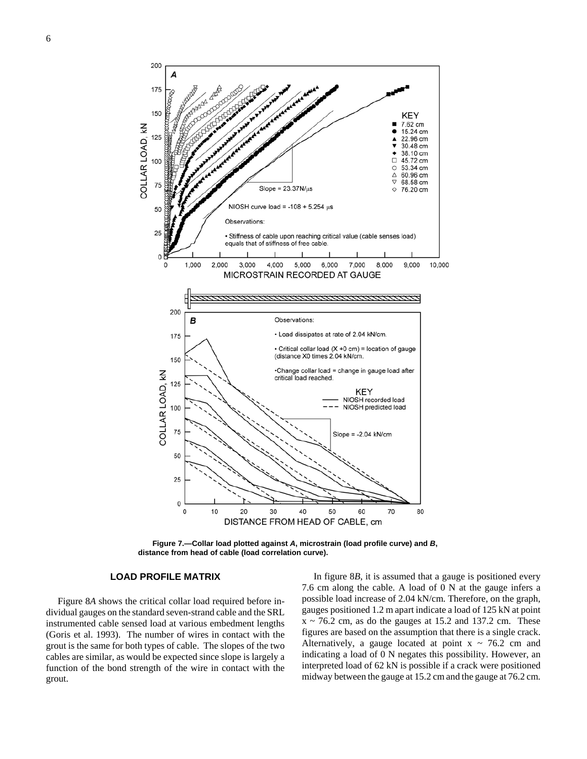**Figure 7.—Collar load plotted against *A*, microstrain (load profile curve) and *B*, distance from head of cable (load correlation curve).**

## LOAD PROFILE MATRIX

Figure 8*A* shows the critical collar load required before individual gauges on the standard seven-strand cable and the SRL instrumented cable sensed load at various embedment lengths (Goris et al. 1993). The number of wires in contact with the grout is the same for both types of cable. The slopes of the two cables are similar, as would be expected since slope is largely a function of the bond strength of the wire in contact with the grout.

In figure 8*B*, it is assumed that a gauge is positioned every 7.6 cm along the cable. A load of 0 N at the gauge infers a possible load increase of 2.04 kN/cm. Therefore, on the graph, gauges positioned 1.2 m apart indicate a load of 125 kN at point $x \sim 76.2$ cm, as do the gauges at 15.2 and 137.2 cm. These figures are based on the assumption that there is a single crack. Alternatively, a gauge located at point $x \sim 76.2$ cm and indicating a load of 0 N negates this possibility. However, an interpreted load of 62 kN is possible if a crack were positioned midway between the gauge at 15.2 cm and the gauge at 76.2 cm.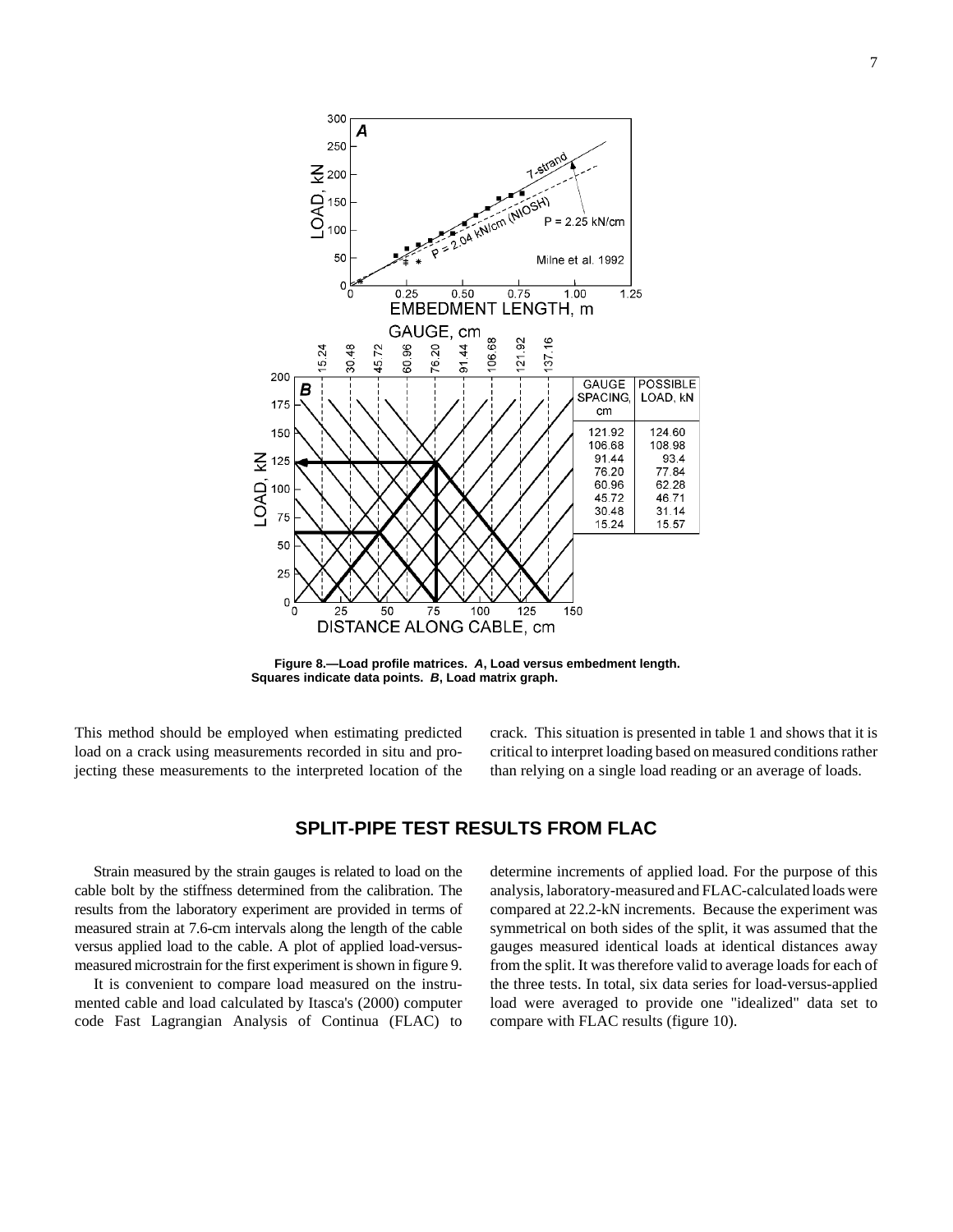| GAUGE SPACING, cm | POSSIBLE LOAD, kN |
|---|---|
| 121.92 | 124.60 |
| 106.68 | 108.98 |
| 91.44 | 93.4 |
| 76.20 | 77.84 |
| 60.96 | 62.28 |
| 45.72 | 46.71 |
| 30.48 | 31.14 |
| 15.24 | 15.57 |

**Figure 8.—Load profile matrices. *A*, Load versus embedment length. Squares indicate data points. *B*, Load matrix graph.**

This method should be employed when estimating predicted load on a crack using measurements recorded in situ and projecting these measurements to the interpreted location of the crack. This situation is presented in table 1 and shows that it is critical to interpret loading based on measured conditions rather than relying on a single load reading or an average of loads.

## SPLIT-PIPE TEST RESULTS FROM FLAC

Strain measured by the strain gauges is related to load on the cable bolt by the stiffness determined from the calibration. The results from the laboratory experiment are provided in terms of measured strain at 7.6-cm intervals along the length of the cable versus applied load to the cable. A plot of applied load-versus-measured microstrain for the first experiment is shown in figure 9.

It is convenient to compare load measured on the instrumented cable and load calculated by Itasca's (2000) computer code Fast Lagrangian Analysis of Continua (FLAC) to determine increments of applied load. For the purpose of this analysis, laboratory-measured and FLAC-calculated loads were compared at 22.2-kN increments. Because the experiment was symmetrical on both sides of the split, it was assumed that the gauges measured identical loads at identical distances away from the split. It was therefore valid to average loads for each of the three tests. In total, six data series for load-versus-applied load were averaged to provide one "idealized" data set to compare with FLAC results (figure 10).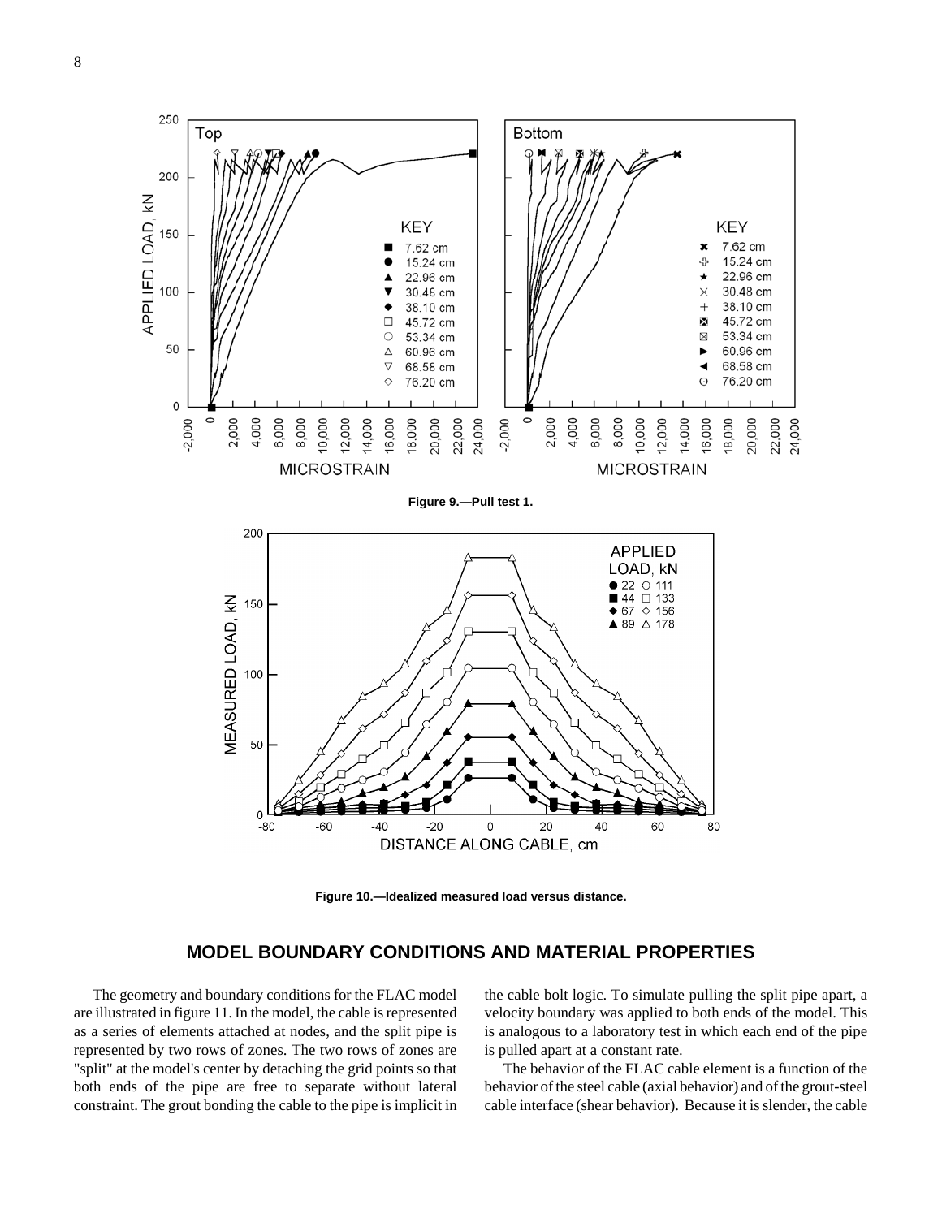**Figure 9.—Pull test 1.**

**Figure 10.—Idealized measured load versus distance.**

## MODEL BOUNDARY CONDITIONS AND MATERIAL PROPERTIES

The geometry and boundary conditions for the FLAC model are illustrated in figure 11. In the model, the cable is represented as a series of elements attached at nodes, and the split pipe is represented by two rows of zones. The two rows of zones are "split" at the model's center by detaching the grid points so that both ends of the pipe are free to separate without lateral constraint. The grout bonding the cable to the pipe is implicit in the cable bolt logic. To simulate pulling the split pipe apart, a velocity boundary was applied to both ends of the model. This is analogous to a laboratory test in which each end of the pipe is pulled apart at a constant rate.

The behavior of the FLAC cable element is a function of the behavior of the steel cable (axial behavior) and of the grout-steel cable interface (shear behavior). Because it is slender, the cable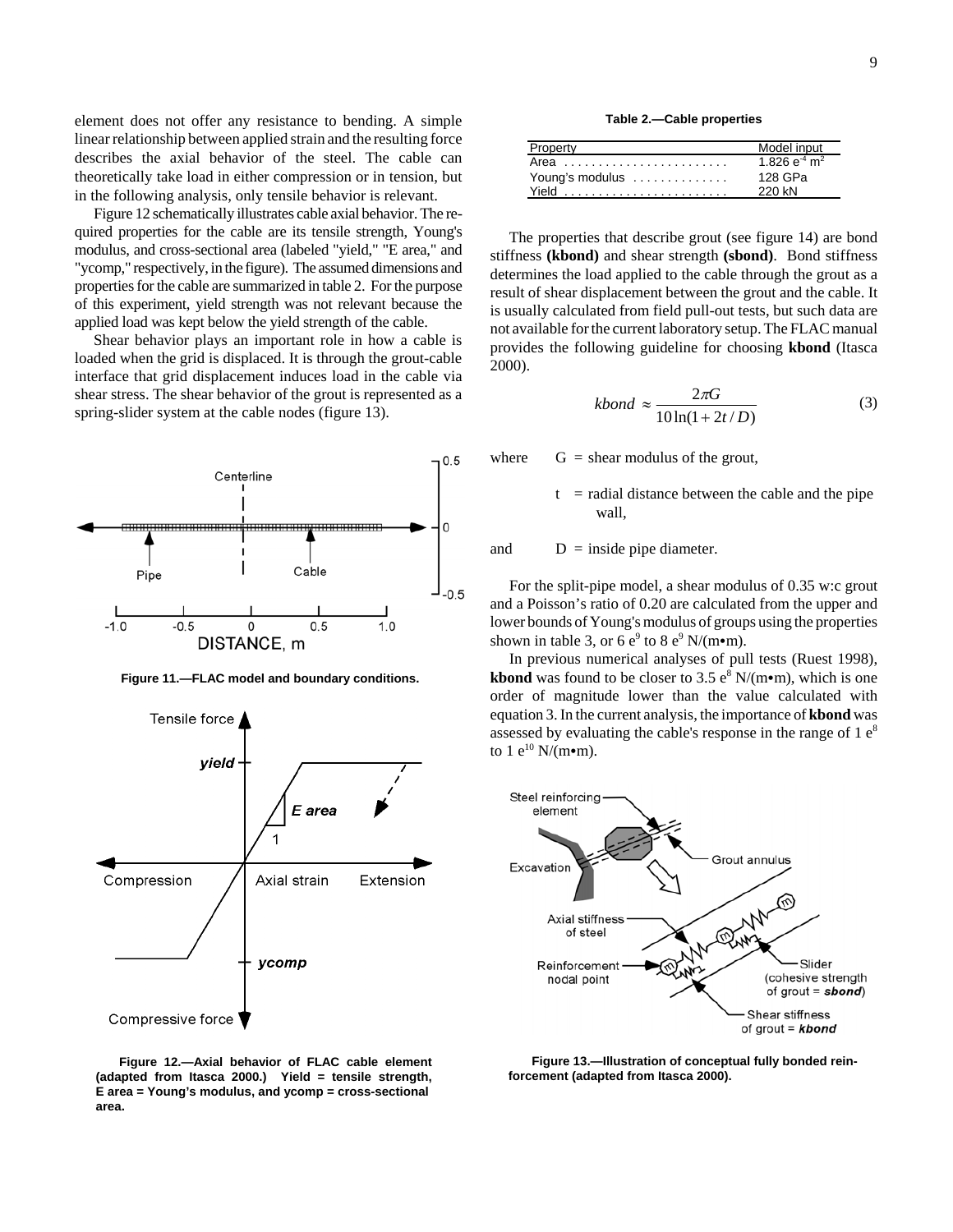element does not offer any resistance to bending. A simple linear relationship between applied strain and the resulting force describes the axial behavior of the steel. The cable can theoretically take load in either compression or in tension, but in the following analysis, only tensile behavior is relevant.

Figure 12 schematically illustrates cable axial behavior. The required properties for the cable are its tensile strength, Young's modulus, and cross-sectional area (labeled "yield," "E area," and "ycomp," respectively, in the figure). The assumed dimensions and properties for the cable are summarized in table 2. For the purpose of this experiment, yield strength was not relevant because the applied load was kept below the yield strength of the cable.

Shear behavior plays an important role in how a cable is loaded when the grid is displaced. It is through the grout-cable interface that grid displacement induces load in the cable via shear stress. The shear behavior of the grout is represented as a spring-slider system at the cable nodes (figure 13).

**Figure 11.—FLAC model and boundary conditions.**

**Figure 12.—Axial behavior of FLAC cable element (adapted from Itasca 2000.) Yield = tensile strength, E area = Young's modulus, and ycomp = cross-sectional area.**

**Table 2.—Cable properties**

| Property | Model input |
|---|---|
| Area | 1.826 e$^{-4}$ m$^2$ |
| Young's modulus | 128 GPa |
| Yield | 220 kN |

The properties that describe grout (see figure 14) are bond stiffness **(kbond)** and shear strength **(sbond)**. Bond stiffness determines the load applied to the cable through the grout as a result of shear displacement between the grout and the cable. It is usually calculated from field pull-out tests, but such data are not available for the current laboratory setup. The FLAC manual provides the following guideline for choosing **kbond** (Itasca 2000).

$$kbond \approx \frac{2\pi G}{10\ln(1+2t/D)} \tag{3}$$

where $G$ = shear modulus of the grout,

$t$ = radial distance between the cable and the pipe wall,

and $D$ = inside pipe diameter.

For the split-pipe model, a shear modulus of 0.35 w:c grout and a Poisson's ratio of 0.20 are calculated from the upper and lower bounds of Young's modulus of groups using the properties shown in table 3, or 6 e$^9$ to 8 e$^9$ N/(m•m).

In previous numerical analyses of pull tests (Ruest 1998), **kbond** was found to be closer to 3.5 e$^8$ N/(m•m), which is one order of magnitude lower than the value calculated with equation 3. In the current analysis, the importance of **kbond** was assessed by evaluating the cable's response in the range of 1 e$^8$ to 1 e$^{10}$ N/(m•m).

**Figure 13.—Illustration of conceptual fully bonded reinforcement (adapted from Itasca 2000).**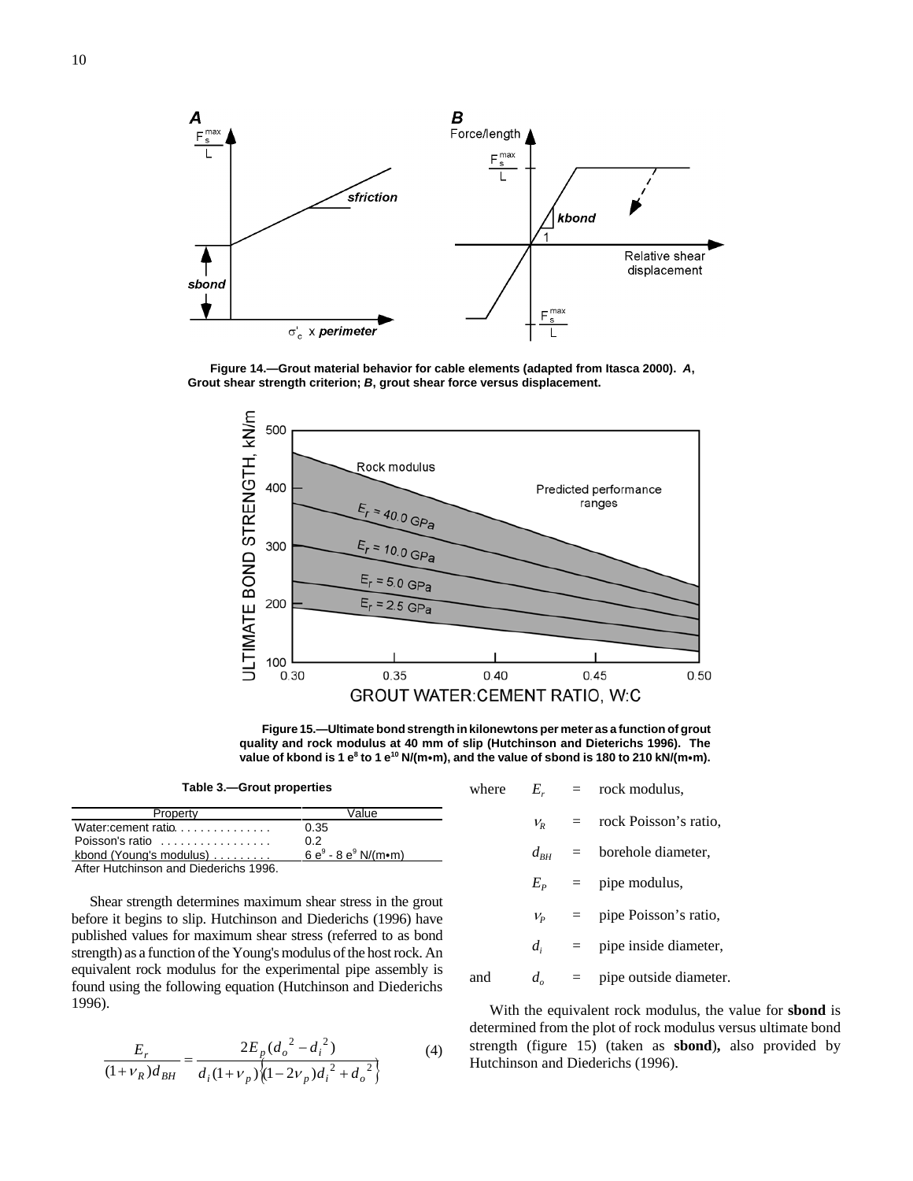**Figure 14.—Grout material behavior for cable elements (adapted from Itasca 2000). *A*, Grout shear strength criterion; *B*, grout shear force versus displacement.**

**Figure 15.—Ultimate bond strength in kilonewtons per meter as a function of grout quality and rock modulus at 40 mm of slip (Hutchinson and Dieterichs 1996). The value of kbond is 1 e[8] to 1 e[10] N/(m•m), and the value of sbond is 180 to 210 kN/(m•m).**

**Table 3.—Grout properties**

| Property | Value |
|---|---|
| Water:cement ratio | 0.35 |
| Poisson's ratio | 0.2 |
| kbond (Young's modulus) | 6 e[9] - 8 e[9] N/(m•m) |

After Hutchinson and Diederichs 1996.

Shear strength determines maximum shear stress in the grout before it begins to slip. Hutchinson and Diederichs (1996) have published values for maximum shear stress (referred to as bond strength) as a function of the Young's modulus of the host rock. An equivalent rock modulus for the experimental pipe assembly is found using the following equation (Hutchinson and Diederichs 1996).

$$\frac{E_r}{(1+\nu_R)d_{BH}} = \frac{2E_p(d_o{}^2 - d_i{}^2)}{d_i(1+\nu_p)\left\{(1-2\nu_p)d_i{}^2 + d_o{}^2\right\}} \qquad (4)$$

where
$E_r$ = rock modulus,
$\nu_R$ = rock Poisson's ratio,
$d_{BH}$ = borehole diameter,
$E_P$ = pipe modulus,
$\nu_P$ = pipe Poisson's ratio,
$d_i$ = pipe inside diameter,
and $d_o$ = pipe outside diameter.

With the equivalent rock modulus, the value for **sbond** is determined from the plot of rock modulus versus ultimate bond strength (figure 15) (taken as **sbond**), also provided by Hutchinson and Diederichs (1996).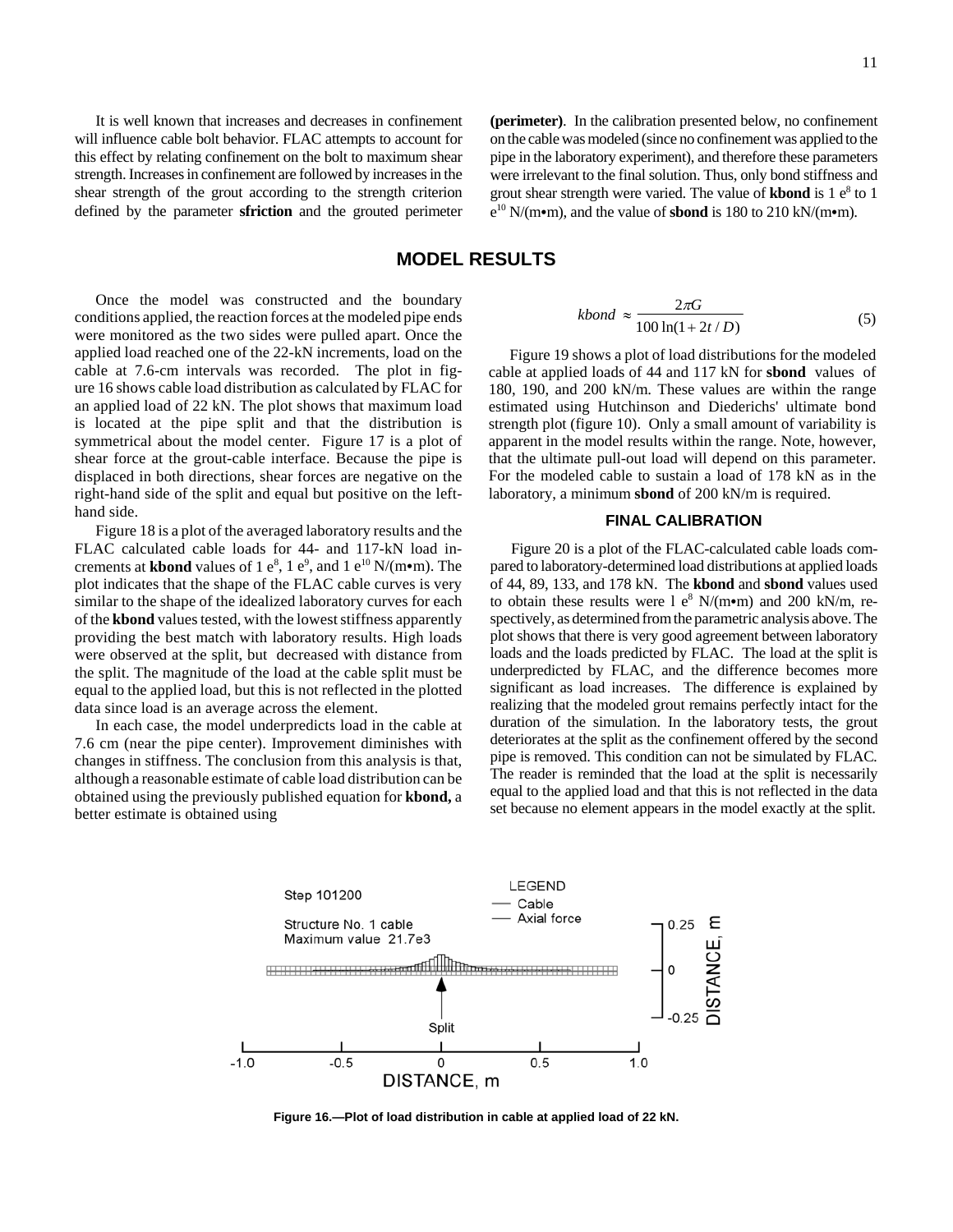It is well known that increases and decreases in confinement will influence cable bolt behavior. FLAC attempts to account for this effect by relating confinement on the bolt to maximum shear strength. Increases in confinement are followed by increases in the shear strength of the grout according to the strength criterion defined by the parameter **sfriction** and the grouted perimeter **(perimeter)**. In the calibration presented below, no confinement on the cable was modeled (since no confinement was applied to the pipe in the laboratory experiment), and therefore these parameters were irrelevant to the final solution. Thus, only bond stiffness and grout shear strength were varied. The value of **kbond** is 1 $e^8$ to 1 $e^{10}$ N/(m•m), and the value of **sbond** is 180 to 210 kN/(m•m).

## MODEL RESULTS

Once the model was constructed and the boundary conditions applied, the reaction forces at the modeled pipe ends were monitored as the two sides were pulled apart. Once the applied load reached one of the 22-kN increments, load on the cable at 7.6-cm intervals was recorded. The plot in figure 16 shows cable load distribution as calculated by FLAC for an applied load of 22 kN. The plot shows that maximum load is located at the pipe split and that the distribution is symmetrical about the model center. Figure 17 is a plot of shear force at the grout-cable interface. Because the pipe is displaced in both directions, shear forces are negative on the right-hand side of the split and equal but positive on the left-hand side.

Figure 18 is a plot of the averaged laboratory results and the FLAC calculated cable loads for 44- and 117-kN load increments at **kbond** values of 1 $e^8$, 1 $e^9$, and 1 $e^{10}$ N/(m•m). The plot indicates that the shape of the FLAC cable curves is very similar to the shape of the idealized laboratory curves for each of the **kbond** values tested, with the lowest stiffness apparently providing the best match with laboratory results. High loads were observed at the split, but decreased with distance from the split. The magnitude of the load at the cable split must be equal to the applied load, but this is not reflected in the plotted data since load is an average across the element.

In each case, the model underpredicts load in the cable at 7.6 cm (near the pipe center). Improvement diminishes with changes in stiffness. The conclusion from this analysis is that, although a reasonable estimate of cable load distribution can be obtained using the previously published equation for **kbond,** a better estimate is obtained using

$$kbond \approx \frac{2\pi G}{100\ln(1+2t/D)} \qquad (5)$$

Figure 19 shows a plot of load distributions for the modeled cable at applied loads of 44 and 117 kN for **sbond** values of 180, 190, and 200 kN/m. These values are within the range estimated using Hutchinson and Diederichs' ultimate bond strength plot (figure 10). Only a small amount of variability is apparent in the model results within the range. Note, however, that the ultimate pull-out load will depend on this parameter. For the modeled cable to sustain a load of 178 kN as in the laboratory, a minimum **sbond** of 200 kN/m is required.

### FINAL CALIBRATION

Figure 20 is a plot of the FLAC-calculated cable loads compared to laboratory-determined load distributions at applied loads of 44, 89, 133, and 178 kN. The **kbond** and **sbond** values used to obtain these results were 1 $e^8$ N/(m•m) and 200 kN/m, respectively, as determined from the parametric analysis above. The plot shows that there is very good agreement between laboratory loads and the loads predicted by FLAC. The load at the split is underpredicted by FLAC, and the difference becomes more significant as load increases. The difference is explained by realizing that the modeled grout remains perfectly intact for the duration of the simulation. In the laboratory tests, the grout deteriorates at the split as the confinement offered by the second pipe is removed. This condition can not be simulated by FLAC. The reader is reminded that the load at the split is necessarily equal to the applied load and that this is not reflected in the data set because no element appears in the model exactly at the split.

**Figure 16.—Plot of load distribution in cable at applied load of 22 kN.**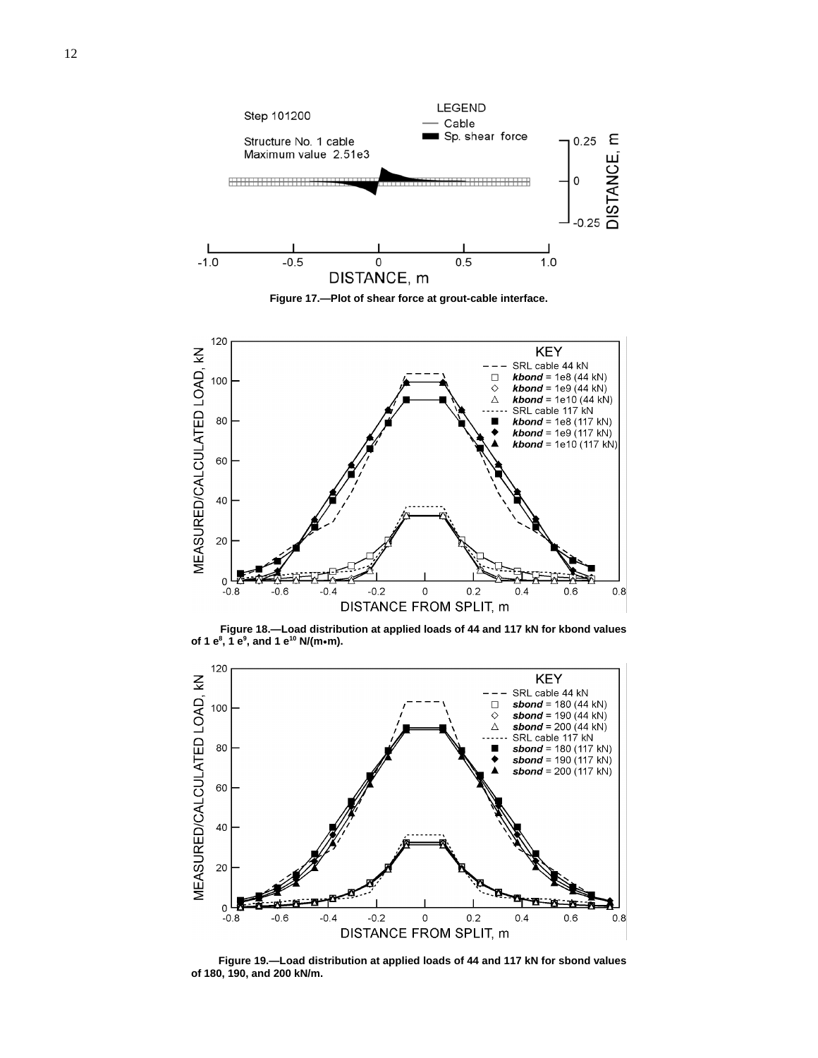Figure 17.—Plot of shear force at grout-cable interface.

Figure 18.—Load distribution at applied loads of 44 and 117 kN for kbond values of 1 e[8], 1 e[9], and 1 e[10] N/(m•m).

Figure 19.—Load distribution at applied loads of 44 and 117 kN for sbond values of 180, 190, and 200 kN/m.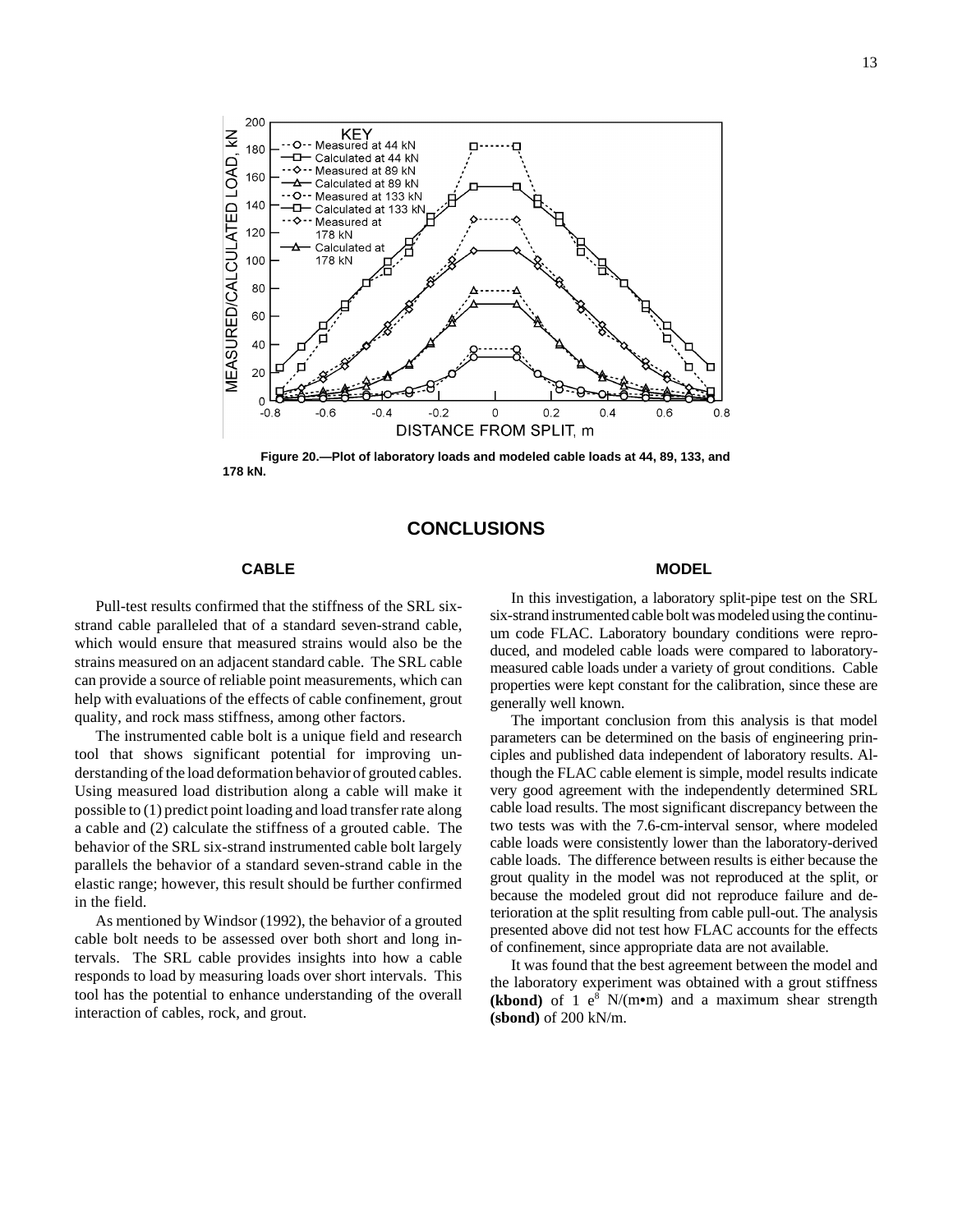**Figure 20.—Plot of laboratory loads and modeled cable loads at 44, 89, 133, and 178 kN.**

# CONCLUSIONS

## CABLE

Pull-test results confirmed that the stiffness of the SRL six-strand cable paralleled that of a standard seven-strand cable, which would ensure that measured strains would also be the strains measured on an adjacent standard cable. The SRL cable can provide a source of reliable point measurements, which can help with evaluations of the effects of cable confinement, grout quality, and rock mass stiffness, among other factors.

The instrumented cable bolt is a unique field and research tool that shows significant potential for improving understanding of the load deformation behavior of grouted cables. Using measured load distribution along a cable will make it possible to (1) predict point loading and load transfer rate along a cable and (2) calculate the stiffness of a grouted cable. The behavior of the SRL six-strand instrumented cable bolt largely parallels the behavior of a standard seven-strand cable in the elastic range; however, this result should be further confirmed in the field.

As mentioned by Windsor (1992), the behavior of a grouted cable bolt needs to be assessed over both short and long intervals. The SRL cable provides insights into how a cable responds to load by measuring loads over short intervals. This tool has the potential to enhance understanding of the overall interaction of cables, rock, and grout.

## MODEL

In this investigation, a laboratory split-pipe test on the SRL six-strand instrumented cable bolt was modeled using the continuum code FLAC. Laboratory boundary conditions were reproduced, and modeled cable loads were compared to laboratory-measured cable loads under a variety of grout conditions. Cable properties were kept constant for the calibration, since these are generally well known.

The important conclusion from this analysis is that model parameters can be determined on the basis of engineering principles and published data independent of laboratory results. Although the FLAC cable element is simple, model results indicate very good agreement with the independently determined SRL cable load results. The most significant discrepancy between the two tests was with the 7.6-cm-interval sensor, where modeled cable loads were consistently lower than the laboratory-derived cable loads. The difference between results is either because the grout quality in the model was not reproduced at the split, or because the modeled grout did not reproduce failure and deterioration at the split resulting from cable pull-out. The analysis presented above did not test how FLAC accounts for the effects of confinement, since appropriate data are not available.

It was found that the best agreement between the model and the laboratory experiment was obtained with a grout stiffness **(kbond)** of 1 $e^{8}$ N/(m•m) and a maximum shear strength **(sbond)** of 200 kN/m.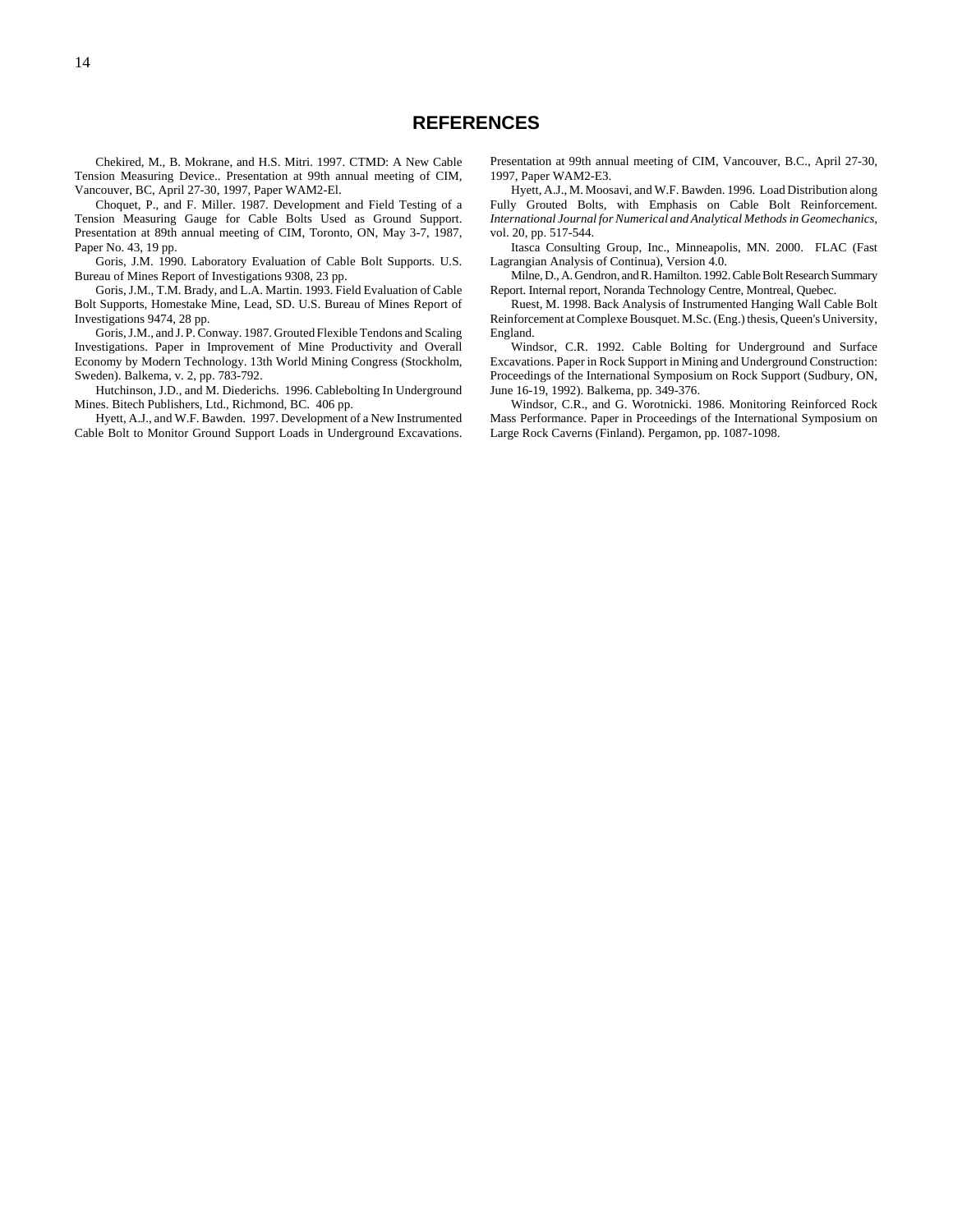## REFERENCES

Chekired, M., B. Mokrane, and H.S. Mitri. 1997. CTMD: A New Cable Tension Measuring Device.. Presentation at 99th annual meeting of CIM, Vancouver, BC, April 27-30, 1997, Paper WAM2-El.

Choquet, P., and F. Miller. 1987. Development and Field Testing of a Tension Measuring Gauge for Cable Bolts Used as Ground Support. Presentation at 89th annual meeting of CIM, Toronto, ON, May 3-7, 1987, Paper No. 43, 19 pp.

Goris, J.M. 1990. Laboratory Evaluation of Cable Bolt Supports. U.S. Bureau of Mines Report of Investigations 9308, 23 pp.

Goris, J.M., T.M. Brady, and L.A. Martin. 1993. Field Evaluation of Cable Bolt Supports, Homestake Mine, Lead, SD. U.S. Bureau of Mines Report of Investigations 9474, 28 pp.

Goris, J.M., and J. P. Conway. 1987. Grouted Flexible Tendons and Scaling Investigations. Paper in Improvement of Mine Productivity and Overall Economy by Modern Technology. 13th World Mining Congress (Stockholm, Sweden). Balkema, v. 2, pp. 783-792.

Hutchinson, J.D., and M. Diederichs. 1996. Cablebolting In Underground Mines. Bitech Publishers, Ltd., Richmond, BC. 406 pp.

Hyett, A.J., and W.F. Bawden. 1997. Development of a New Instrumented Cable Bolt to Monitor Ground Support Loads in Underground Excavations. Presentation at 99th annual meeting of CIM, Vancouver, B.C., April 27-30, 1997, Paper WAM2-E3.

Hyett, A.J., M. Moosavi, and W.F. Bawden. 1996. Load Distribution along Fully Grouted Bolts, with Emphasis on Cable Bolt Reinforcement. *International Journal for Numerical and Analytical Methods in Geomechanics*, vol. 20, pp. 517-544.

Itasca Consulting Group, Inc., Minneapolis, MN. 2000. FLAC (Fast Lagrangian Analysis of Continua), Version 4.0.

Milne, D., A. Gendron, and R. Hamilton. 1992. Cable Bolt Research Summary Report. Internal report, Noranda Technology Centre, Montreal, Quebec.

Ruest, M. 1998. Back Analysis of Instrumented Hanging Wall Cable Bolt Reinforcement at Complexe Bousquet. M.Sc. (Eng.) thesis, Queen's University, England.

Windsor, C.R. 1992. Cable Bolting for Underground and Surface Excavations. Paper in Rock Support in Mining and Underground Construction: Proceedings of the International Symposium on Rock Support (Sudbury, ON, June 16-19, 1992). Balkema, pp. 349-376.

Windsor, C.R., and G. Worotnicki. 1986. Monitoring Reinforced Rock Mass Performance. Paper in Proceedings of the International Symposium on Large Rock Caverns (Finland). Pergamon, pp. 1087-1098.